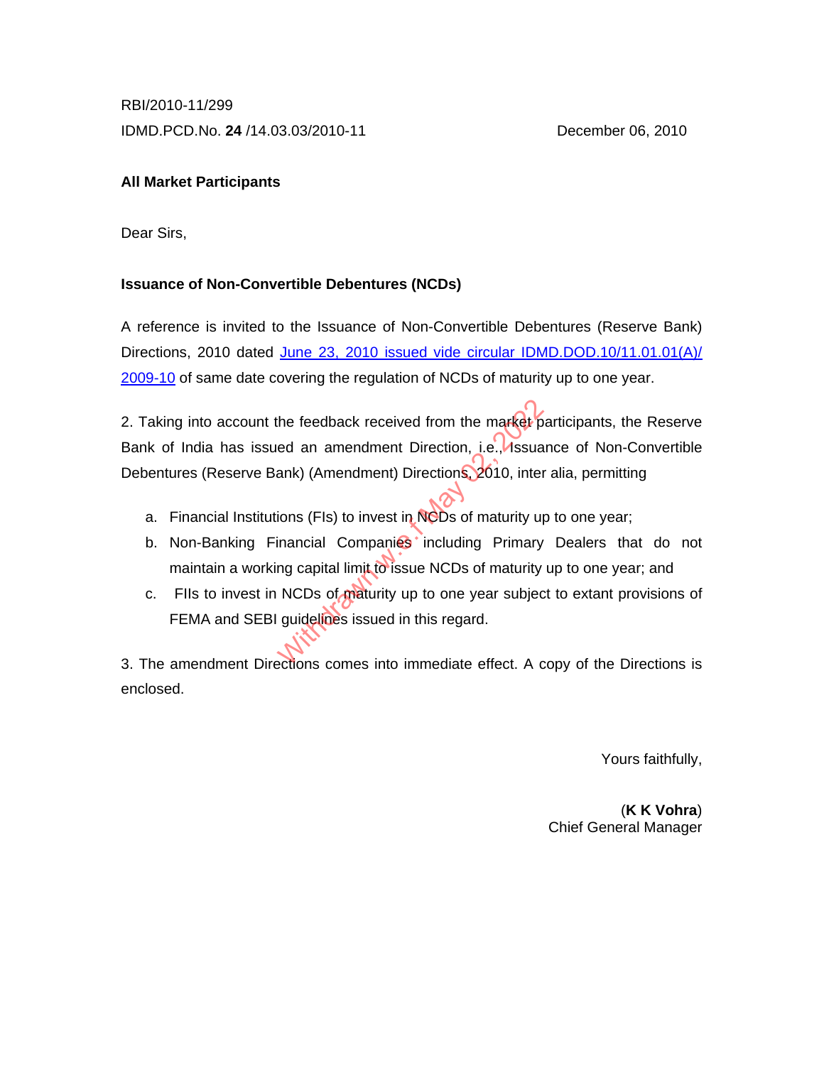RBI/2010-11/299

IDMD.PCD.No. **24** /14.03.03/2010-11 December 06, 2010

**All Market Participants**

Dear Sirs,

**Issuance of Non-Convertible Debentures (NCDs)**

A reference is invited to the Issuance of Non-Convertible Debentures (Reserve Bank) Directions, 2010 dated June 23, 2010 issued vide circular IDMD.DOD.10/11.01.01(A)/ 2009-10 of same date covering the regulation of NCDs of maturity up to one year.

2. Taking into account the feedback received from the market participants, the Reserve Bank of India has issued an amendment Direction, i.e., Issuance of Non-Convertible Debentures (Reserve Bank) (Amendment) Directions, 2010, inter alia, permitting

a. Financial Institutions (FIs) to invest in NCDs of maturity up to one year;
b. Non-Banking Financial Companies including Primary Dealers that do not maintain a working capital limit to issue NCDs of maturity up to one year; and
c. FIIs to invest in NCDs of maturity up to one year subject to extant provisions of FEMA and SEBI guidelines issued in this regard.

3. The amendment Directions comes into immediate effect. A copy of the Directions is enclosed.

Yours faithfully,

(**K K Vohra**)
Chief General Manager

Withdrawn w.e.f May 02, 2022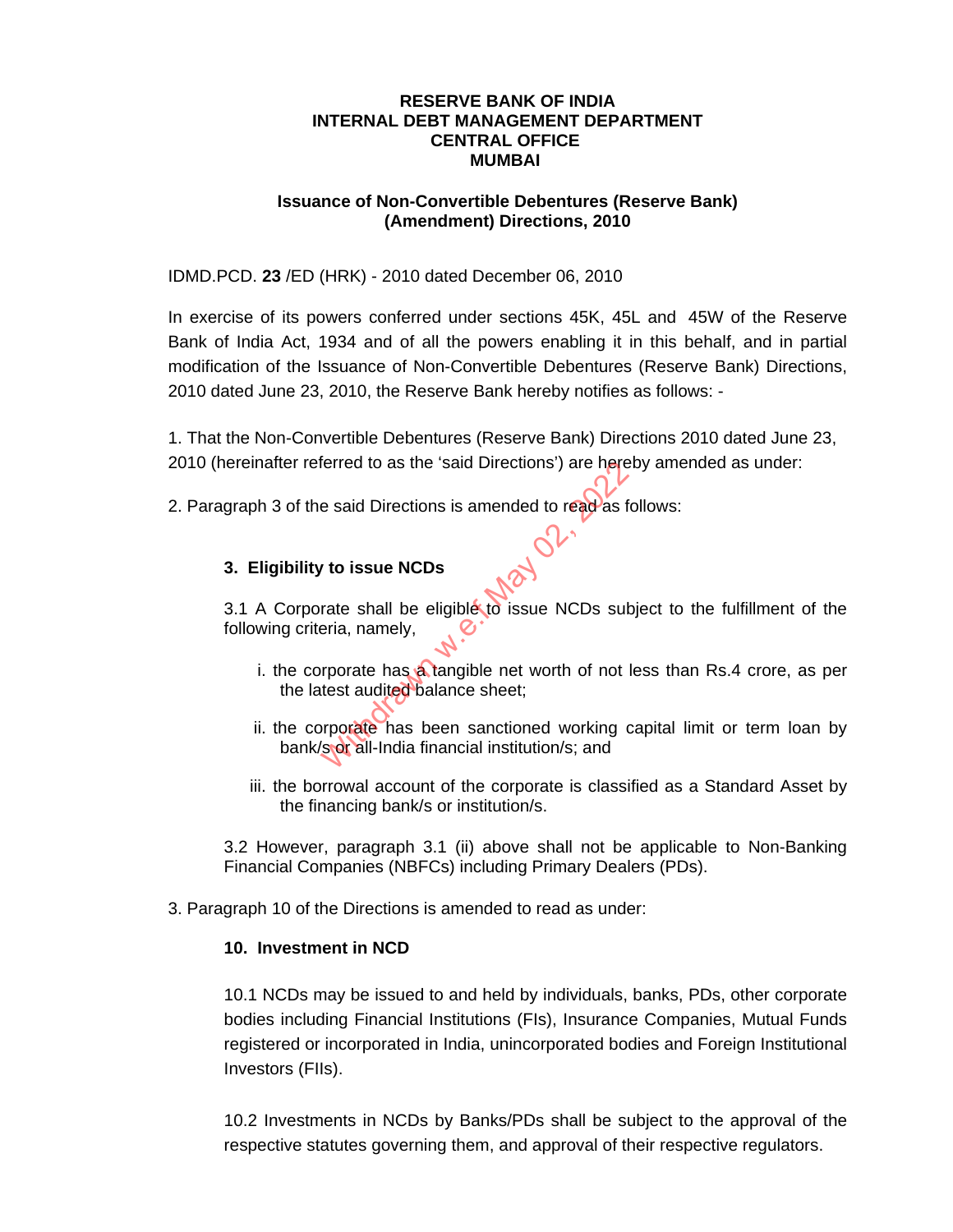**RESERVE BANK OF INDIA**
**INTERNAL DEBT MANAGEMENT DEPARTMENT**
**CENTRAL OFFICE**
**MUMBAI**

**Issuance of Non-Convertible Debentures (Reserve Bank) (Amendment) Directions, 2010**

IDMD.PCD. **23** /ED (HRK) - 2010 dated December 06, 2010

In exercise of its powers conferred under sections 45K, 45L and 45W of the Reserve Bank of India Act, 1934 and of all the powers enabling it in this behalf, and in partial modification of the Issuance of Non-Convertible Debentures (Reserve Bank) Directions, 2010 dated June 23, 2010, the Reserve Bank hereby notifies as follows: -

1. That the Non-Convertible Debentures (Reserve Bank) Directions 2010 dated June 23, 2010 (hereinafter referred to as the 'said Directions') are hereby amended as under:

2. Paragraph 3 of the said Directions is amended to read as follows:

**3. Eligibility to issue NCDs**

3.1 A Corporate shall be eligible to issue NCDs subject to the fulfillment of the following criteria, namely,

i. the corporate has a tangible net worth of not less than Rs.4 crore, as per the latest audited balance sheet;

ii. the corporate has been sanctioned working capital limit or term loan by bank/s or all-India financial institution/s; and

iii. the borrowal account of the corporate is classified as a Standard Asset by the financing bank/s or institution/s.

3.2 However, paragraph 3.1 (ii) above shall not be applicable to Non-Banking Financial Companies (NBFCs) including Primary Dealers (PDs).

3. Paragraph 10 of the Directions is amended to read as under:

**10. Investment in NCD**

10.1 NCDs may be issued to and held by individuals, banks, PDs, other corporate bodies including Financial Institutions (FIs), Insurance Companies, Mutual Funds registered or incorporated in India, unincorporated bodies and Foreign Institutional Investors (FIIs).

10.2 Investments in NCDs by Banks/PDs shall be subject to the approval of the respective statutes governing them, and approval of their respective regulators.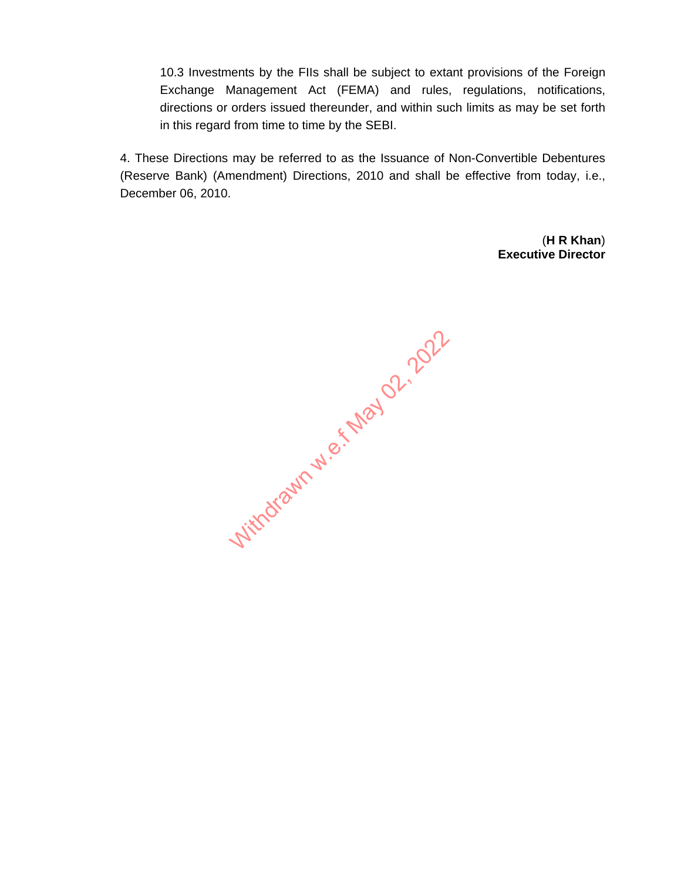10.3 Investments by the FIIs shall be subject to extant provisions of the Foreign Exchange Management Act (FEMA) and rules, regulations, notifications, directions or orders issued thereunder, and within such limits as may be set forth in this regard from time to time by the SEBI.

4. These Directions may be referred to as the Issuance of Non-Convertible Debentures (Reserve Bank) (Amendment) Directions, 2010 and shall be effective from today, i.e., December 06, 2010.

(**H R Khan**)
**Executive Director**

Withdrawn w.e.f May 02, 2022